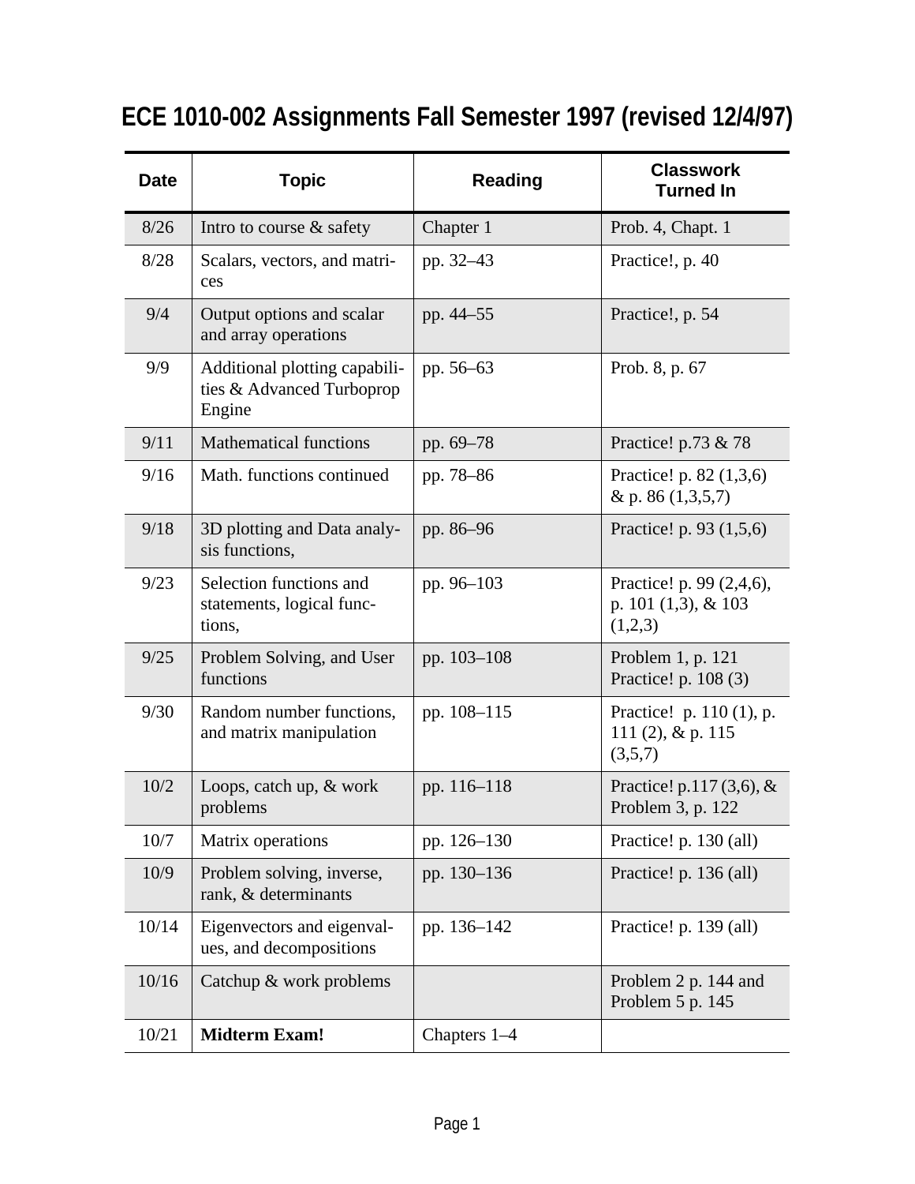# ECE 1010-002 Assignments Fall Semester 1997 (revised 12/4/97)

| Date | Topic | Reading | Classwork Turned In |
|---|---|---|---|
| 8/26 | Intro to course & safety | Chapter 1 | Prob. 4, Chapt. 1 |
| 8/28 | Scalars, vectors, and matrices | pp. 32–43 | Practice!, p. 40 |
| 9/4 | Output options and scalar and array operations | pp. 44–55 | Practice!, p. 54 |
| 9/9 | Additional plotting capabilities & Advanced Turboprop Engine | pp. 56–63 | Prob. 8, p. 67 |
| 9/11 | Mathematical functions | pp. 69–78 | Practice! p.73 & 78 |
| 9/16 | Math. functions continued | pp. 78–86 | Practice! p. 82 (1,3,6) & p. 86 (1,3,5,7) |
| 9/18 | 3D plotting and Data analysis functions, | pp. 86–96 | Practice! p. 93 (1,5,6) |
| 9/23 | Selection functions and statements, logical functions, | pp. 96–103 | Practice! p. 99 (2,4,6), p. 101 (1,3), & 103 (1,2,3) |
| 9/25 | Problem Solving, and User functions | pp. 103–108 | Problem 1, p. 121 Practice! p. 108 (3) |
| 9/30 | Random number functions, and matrix manipulation | pp. 108–115 | Practice! p. 110 (1), p. 111 (2), & p. 115 (3,5,7) |
| 10/2 | Loops, catch up, & work problems | pp. 116–118 | Practice! p.117 (3,6), & Problem 3, p. 122 |
| 10/7 | Matrix operations | pp. 126–130 | Practice! p. 130 (all) |
| 10/9 | Problem solving, inverse, rank, & determinants | pp. 130–136 | Practice! p. 136 (all) |
| 10/14 | Eigenvectors and eigenvalues, and decompositions | pp. 136–142 | Practice! p. 139 (all) |
| 10/16 | Catchup & work problems | | Problem 2 p. 144 and Problem 5 p. 145 |
| 10/21 | **Midterm Exam!** | Chapters 1–4 | |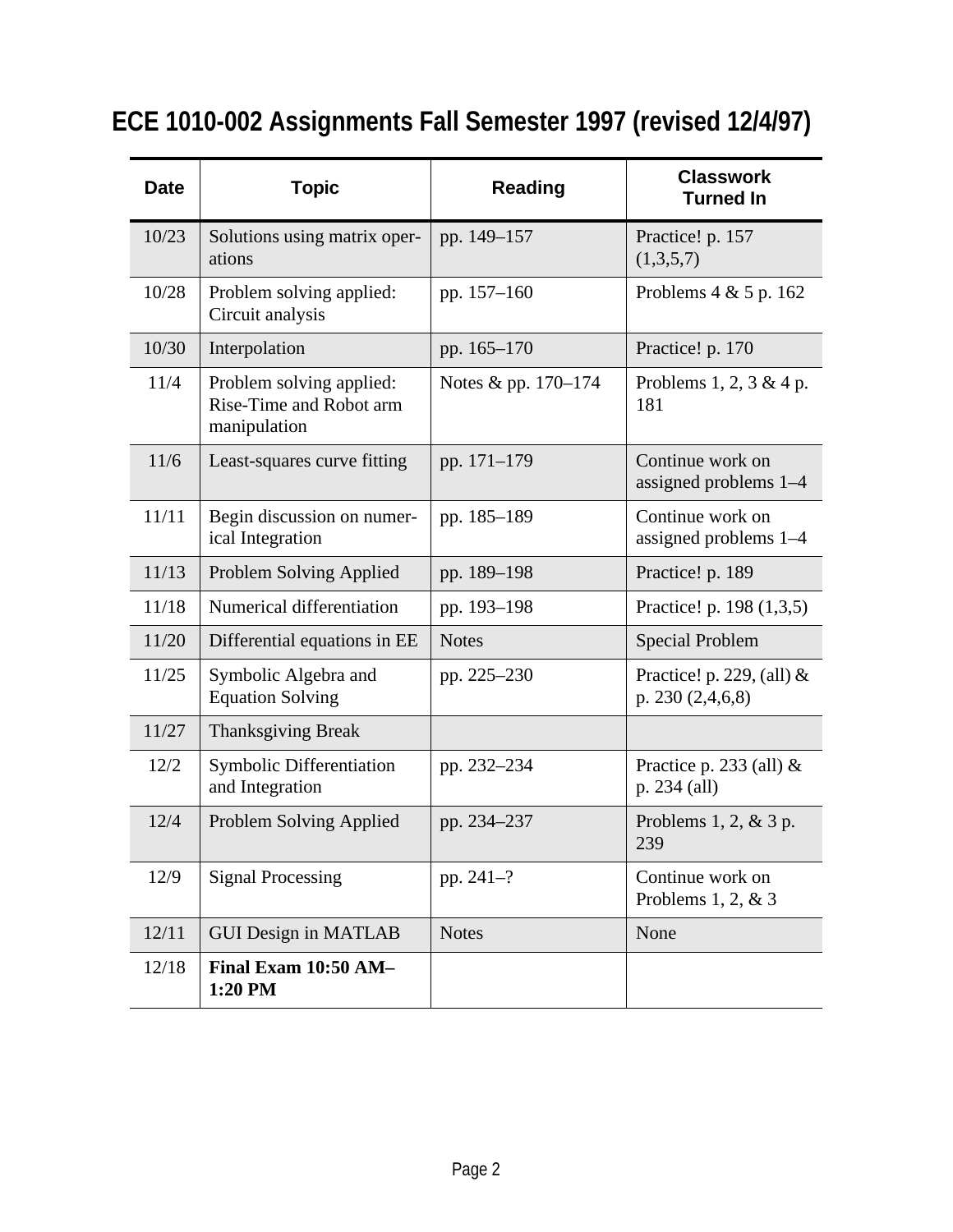# ECE 1010-002 Assignments Fall Semester 1997 (revised 12/4/97)

| Date | Topic | Reading | Classwork Turned In |
| --- | --- | --- | --- |
| 10/23 | Solutions using matrix operations | pp. 149–157 | Practice! p. 157 (1,3,5,7) |
| 10/28 | Problem solving applied: Circuit analysis | pp. 157–160 | Problems 4 & 5 p. 162 |
| 10/30 | Interpolation | pp. 165–170 | Practice! p. 170 |
| 11/4 | Problem solving applied: Rise-Time and Robot arm manipulation | Notes & pp. 170–174 | Problems 1, 2, 3 & 4 p. 181 |
| 11/6 | Least-squares curve fitting | pp. 171–179 | Continue work on assigned problems 1–4 |
| 11/11 | Begin discussion on numerical Integration | pp. 185–189 | Continue work on assigned problems 1–4 |
| 11/13 | Problem Solving Applied | pp. 189–198 | Practice! p. 189 |
| 11/18 | Numerical differentiation | pp. 193–198 | Practice! p. 198 (1,3,5) |
| 11/20 | Differential equations in EE | Notes | Special Problem |
| 11/25 | Symbolic Algebra and Equation Solving | pp. 225–230 | Practice! p. 229, (all) & p. 230 (2,4,6,8) |
| 11/27 | Thanksgiving Break | | |
| 12/2 | Symbolic Differentiation and Integration | pp. 232–234 | Practice p. 233 (all) & p. 234 (all) |
| 12/4 | Problem Solving Applied | pp. 234–237 | Problems 1, 2, & 3 p. 239 |
| 12/9 | Signal Processing | pp. 241–? | Continue work on Problems 1, 2, & 3 |
| 12/11 | GUI Design in MATLAB | Notes | None |
| 12/18 | **Final Exam 10:50 AM–1:20 PM** | | |